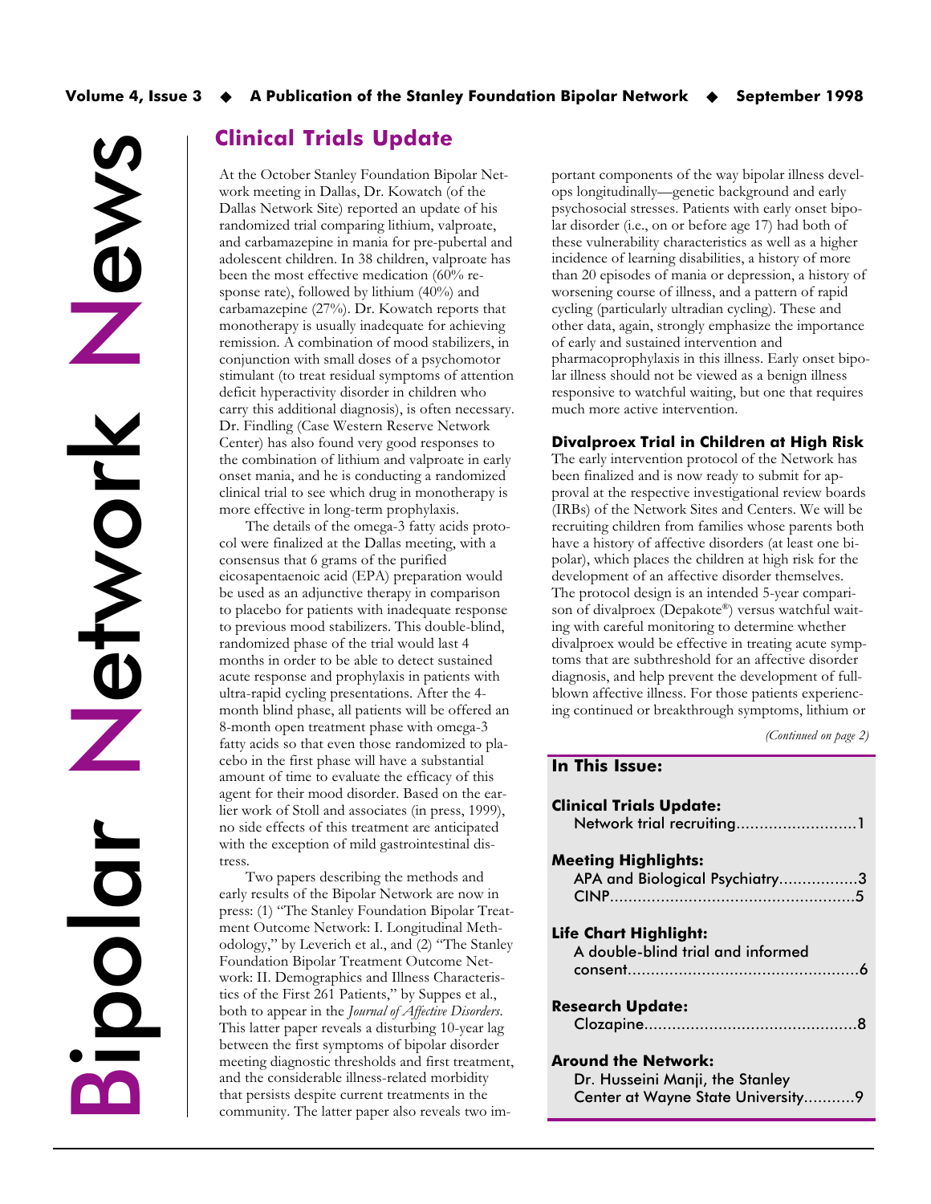# Bipolar Network News

## Clinical Trials Update

At the October Stanley Foundation Bipolar Network meeting in Dallas, Dr. Kowatch (of the Dallas Network Site) reported an update of his randomized trial comparing lithium, valproate, and carbamazepine in mania for pre-pubertal and adolescent children. In 38 children, valproate has been the most effective medication (60% response rate), followed by lithium (40%) and carbamazepine (27%). Dr. Kowatch reports that monotherapy is usually inadequate for achieving remission. A combination of mood stabilizers, in conjunction with small doses of a psychomotor stimulant (to treat residual symptoms of attention deficit hyperactivity disorder in children who carry this additional diagnosis), is often necessary. Dr. Findling (Case Western Reserve Network Center) has also found very good responses to the combination of lithium and valproate in early onset mania, and he is conducting a randomized clinical trial to see which drug in monotherapy is more effective in long-term prophylaxis.

The details of the omega-3 fatty acids protocol were finalized at the Dallas meeting, with a consensus that 6 grams of the purified eicosapentaenoic acid (EPA) preparation would be used as an adjunctive therapy in comparison to placebo for patients with inadequate response to previous mood stabilizers. This double-blind, randomized phase of the trial would last 4 months in order to be able to detect sustained acute response and prophylaxis in patients with ultra-rapid cycling presentations. After the 4-month blind phase, all patients will be offered an 8-month open treatment phase with omega-3 fatty acids so that even those randomized to placebo in the first phase will have a substantial amount of time to evaluate the efficacy of this agent for their mood disorder. Based on the earlier work of Stoll and associates (in press, 1999), no side effects of this treatment are anticipated with the exception of mild gastrointestinal distress.

Two papers describing the methods and early results of the Bipolar Network are now in press: (1) "The Stanley Foundation Bipolar Treatment Outcome Network: I. Longitudinal Methodology," by Leverich et al., and (2) "The Stanley Foundation Bipolar Treatment Outcome Network: II. Demographics and Illness Characteristics of the First 261 Patients," by Suppes et al., both to appear in the *Journal of Affective Disorders*. This latter paper reveals a disturbing 10-year lag between the first symptoms of bipolar disorder meeting diagnostic thresholds and first treatment, and the considerable illness-related morbidity that persists despite current treatments in the community. The latter paper also reveals two important components of the way bipolar illness develops longitudinally—genetic background and early psychosocial stresses. Patients with early onset bipolar disorder (i.e., on or before age 17) had both of these vulnerability characteristics as well as a higher incidence of learning disabilities, a history of more than 20 episodes of mania or depression, a history of worsening course of illness, and a pattern of rapid cycling (particularly ultradian cycling). These and other data, again, strongly emphasize the importance of early and sustained intervention and pharmacoprophylaxis in this illness. Early onset bipolar illness should not be viewed as a benign illness responsive to watchful waiting, but one that requires much more active intervention.

### Divalproex Trial in Children at High Risk

The early intervention protocol of the Network has been finalized and is now ready to submit for approval at the respective investigational review boards (IRBs) of the Network Sites and Centers. We will be recruiting children from families whose parents both have a history of affective disorders (at least one bipolar), which places the children at high risk for the development of an affective disorder themselves. The protocol design is an intended 5-year comparison of divalproex (Depakote®) versus watchful waiting with careful monitoring to determine whether divalproex would be effective in treating acute symptoms that are subthreshold for an affective disorder diagnosis, and help prevent the development of full-blown affective illness. For those patients experiencing continued or breakthrough symptoms, lithium or

*(Continued on page 2)*

**In This Issue:**

**Clinical Trials Update:**
Network trial recruiting....1

**Meeting Highlights:**
APA and Biological Psychiatry....3
CINP....5

**Life Chart Highlight:**
A double-blind trial and informed consent....6

**Research Update:**
Clozapine....8

**Around the Network:**
Dr. Husseini Manji, the Stanley Center at Wayne State University....9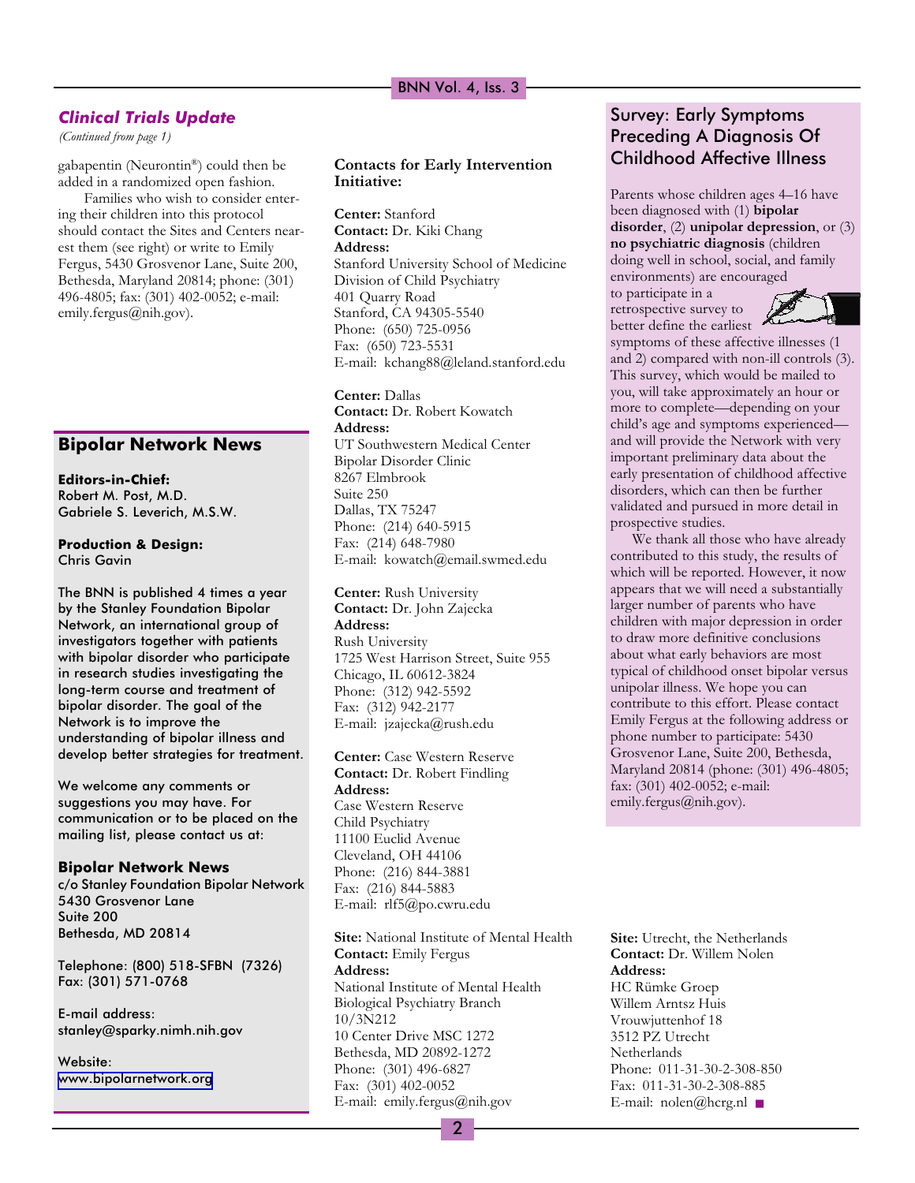### *Clinical Trials Update*

*(Continued from page 1)*

gabapentin (Neurontin®) could then be added in a randomized open fashion.

Families who wish to consider entering their children into this protocol should contact the Sites and Centers nearest them (see right) or write to Emily Fergus, 5430 Grosvenor Lane, Suite 200, Bethesda, Maryland 20814; phone: (301) 496-4805; fax: (301) 402-0052; e-mail: emily.fergus@nih.gov).

**Contacts for Early Intervention Initiative:**

**Center:** Stanford
**Contact:** Dr. Kiki Chang
**Address:**
Stanford University School of Medicine
Division of Child Psychiatry
401 Quarry Road
Stanford, CA 94305-5540
Phone: (650) 725-0956
Fax: (650) 723-5531
E-mail: kchang88@leland.stanford.edu

**Center:** Dallas
**Contact:** Dr. Robert Kowatch
**Address:**
UT Southwestern Medical Center
Bipolar Disorder Clinic
8267 Elmbrook
Suite 250
Dallas, TX 75247
Phone: (214) 640-5915
Fax: (214) 648-7980
E-mail: kowatch@email.swmed.edu

**Center:** Rush University
**Contact:** Dr. John Zajecka
**Address:**
Rush University
1725 West Harrison Street, Suite 955
Chicago, IL 60612-3824
Phone: (312) 942-5592
Fax: (312) 942-2177
E-mail: jzajecka@rush.edu

**Center:** Case Western Reserve
**Contact:** Dr. Robert Findling
**Address:**
Case Western Reserve
Child Psychiatry
11100 Euclid Avenue
Cleveland, OH 44106
Phone: (216) 844-3881
Fax: (216) 844-5883
E-mail: rlf5@po.cwru.edu

**Site:** National Institute of Mental Health
**Contact:** Emily Fergus
**Address:**
National Institute of Mental Health
Biological Psychiatry Branch
10/3N212
10 Center Drive MSC 1272
Bethesda, MD 20892-1272
Phone: (301) 496-6827
Fax: (301) 402-0052
E-mail: emily.fergus@nih.gov

**Site:** Utrecht, the Netherlands
**Contact:** Dr. Willem Nolen
**Address:**
HC Rümke Groep
Willem Arntsz Huis
Vrouwjuttenhof 18
3512 PZ Utrecht
Netherlands
Phone: 011-31-30-2-308-850
Fax: 011-31-30-2-308-885
E-mail: nolen@hcrg.nl

## Survey: Early Symptoms Preceding A Diagnosis Of Childhood Affective Illness

Parents whose children ages 4–16 have been diagnosed with (1) **bipolar disorder**, (2) **unipolar depression**, or (3) **no psychiatric diagnosis** (children doing well in school, social, and family environments) are encouraged to participate in a retrospective survey to better define the earliest symptoms of these affective illnesses (1 and 2) compared with non-ill controls (3). This survey, which would be mailed to you, will take approximately an hour or more to complete—depending on your child's age and symptoms experienced—and will provide the Network with very important preliminary data about the early presentation of childhood affective disorders, which can then be further validated and pursued in more detail in prospective studies.

We thank all those who have already contributed to this study, the results of which will be reported. However, it now appears that we will need a substantially larger number of parents who have children with major depression in order to draw more definitive conclusions about what early behaviors are most typical of childhood onset bipolar versus unipolar illness. We hope you can contribute to this effort. Please contact Emily Fergus at the following address or phone number to participate: 5430 Grosvenor Lane, Suite 200, Bethesda, Maryland 20814 (phone: (301) 496-4805; fax: (301) 402-0052; e-mail: emily.fergus@nih.gov).

## Bipolar Network News

**Editors-in-Chief:**
Robert M. Post, M.D.
Gabriele S. Leverich, M.S.W.

**Production & Design:**
Chris Gavin

The BNN is published 4 times a year by the Stanley Foundation Bipolar Network, an international group of investigators together with patients with bipolar disorder who participate in research studies investigating the long-term course and treatment of bipolar disorder. The goal of the Network is to improve the understanding of bipolar illness and develop better strategies for treatment.

We welcome any comments or suggestions you may have. For communication or to be placed on the mailing list, please contact us at:

**Bipolar Network News**
c/o Stanley Foundation Bipolar Network
5430 Grosvenor Lane
Suite 200
Bethesda, MD 20814

Telephone: (800) 518-SFBN (7326)
Fax: (301) 571-0768

E-mail address:
stanley@sparky.nimh.nih.gov

Website:
www.bipolarnetwork.org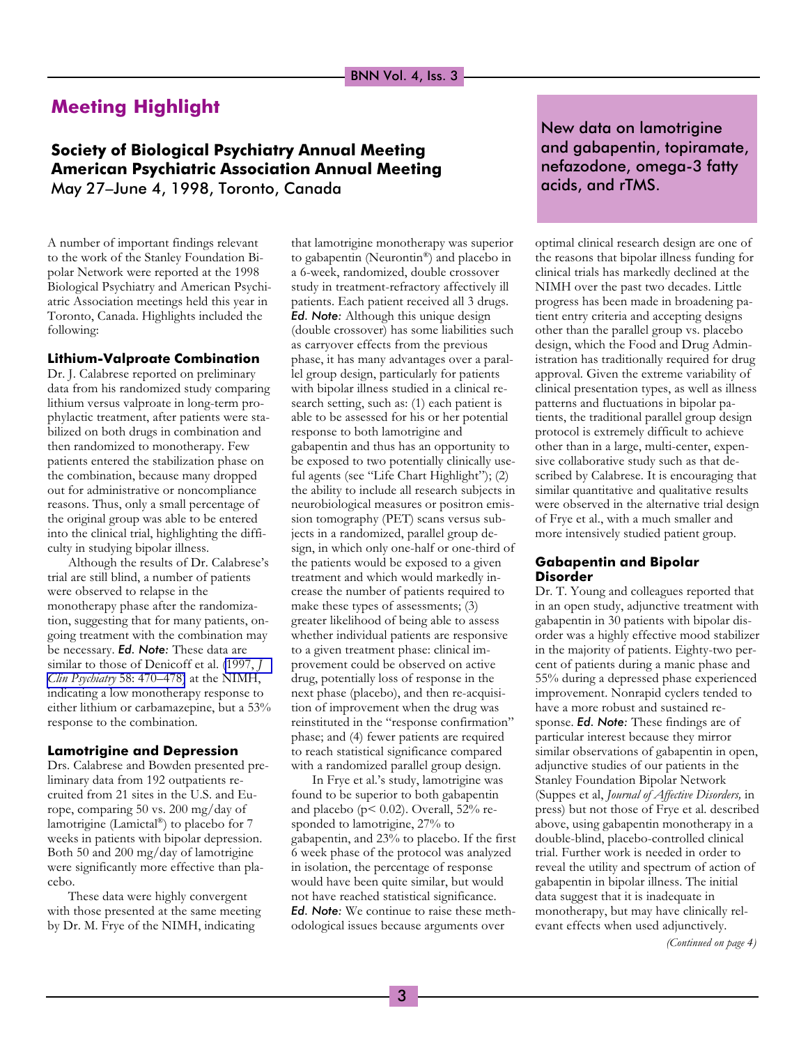# Meeting Highlight

## Society of Biological Psychiatry Annual Meeting American Psychiatric Association Annual Meeting

May 27–June 4, 1998, Toronto, Canada

New data on lamotrigine and gabapentin, topiramate, nefazodone, omega-3 fatty acids, and rTMS.

A number of important findings relevant to the work of the Stanley Foundation Bipolar Network were reported at the 1998 Biological Psychiatry and American Psychiatric Association meetings held this year in Toronto, Canada. Highlights included the following:

### Lithium-Valproate Combination

Dr. J. Calabrese reported on preliminary data from his randomized study comparing lithium versus valproate in long-term prophylactic treatment, after patients were stabilized on both drugs in combination and then randomized to monotherapy. Few patients entered the stabilization phase on the combination, because many dropped out for administrative or noncompliance reasons. Thus, only a small percentage of the original group was able to be entered into the clinical trial, highlighting the difficulty in studying bipolar illness.

Although the results of Dr. Calabrese's trial are still blind, a number of patients were observed to relapse in the monotherapy phase after the randomization, suggesting that for many patients, ongoing treatment with the combination may be necessary. ***Ed. Note:*** These data are similar to those of Denicoff et al. (1997, *J Clin Psychiatry* 58: 470–478) at the NIMH, indicating a low monotherapy response to either lithium or carbamazepine, but a 53% response to the combination.

### Lamotrigine and Depression

Drs. Calabrese and Bowden presented preliminary data from 192 outpatients recruited from 21 sites in the U.S. and Europe, comparing 50 vs. 200 mg/day of lamotrigine (Lamictal®) to placebo for 7 weeks in patients with bipolar depression. Both 50 and 200 mg/day of lamotrigine were significantly more effective than placebo.

These data were highly convergent with those presented at the same meeting by Dr. M. Frye of the NIMH, indicating that lamotrigine monotherapy was superior to gabapentin (Neurontin®) and placebo in a 6-week, randomized, double crossover study in treatment-refractory affectively ill patients. Each patient received all 3 drugs. ***Ed. Note:*** Although this unique design (double crossover) has some liabilities such as carryover effects from the previous phase, it has many advantages over a parallel group design, particularly for patients with bipolar illness studied in a clinical research setting, such as: (1) each patient is able to be assessed for his or her potential response to both lamotrigine and gabapentin and thus has an opportunity to be exposed to two potentially clinically useful agents (see "Life Chart Highlight"); (2) the ability to include all research subjects in neurobiological measures or positron emission tomography (PET) scans versus subjects in a randomized, parallel group design, in which only one-half or one-third of the patients would be exposed to a given treatment and which would markedly increase the number of patients required to make these types of assessments; (3) greater likelihood of being able to assess whether individual patients are responsive to a given treatment phase: clinical improvement could be observed on active drug, potentially loss of response in the next phase (placebo), and then re-acquisition of improvement when the drug was reinstituted in the "response confirmation" phase; and (4) fewer patients are required to reach statistical significance compared with a randomized parallel group design.

In Frye et al.'s study, lamotrigine was found to be superior to both gabapentin and placebo ($p< 0.02$). Overall, 52% responded to lamotrigine, 27% to gabapentin, and 23% to placebo. If the first 6 week phase of the protocol was analyzed in isolation, the percentage of response would have been quite similar, but would not have reached statistical significance. ***Ed. Note:*** We continue to raise these methodological issues because arguments over optimal clinical research design are one of the reasons that bipolar illness funding for clinical trials has markedly declined at the NIMH over the past two decades. Little progress has been made in broadening patient entry criteria and accepting designs other than the parallel group vs. placebo design, which the Food and Drug Administration has traditionally required for drug approval. Given the extreme variability of clinical presentation types, as well as illness patterns and fluctuations in bipolar patients, the traditional parallel group design protocol is extremely difficult to achieve other than in a large, multi-center, expensive collaborative study such as that described by Calabrese. It is encouraging that similar quantitative and qualitative results were observed in the alternative trial design of Frye et al., with a much smaller and more intensively studied patient group.

### Gabapentin and Bipolar Disorder

Dr. T. Young and colleagues reported that in an open study, adjunctive treatment with gabapentin in 30 patients with bipolar disorder was a highly effective mood stabilizer in the majority of patients. Eighty-two percent of patients during a manic phase and 55% during a depressed phase experienced improvement. Nonrapid cyclers tended to have a more robust and sustained response. ***Ed. Note:*** These findings are of particular interest because they mirror similar observations of gabapentin in open, adjunctive studies of our patients in the Stanley Foundation Bipolar Network (Suppes et al, *Journal of Affective Disorders,* in press) but not those of Frye et al. described above, using gabapentin monotherapy in a double-blind, placebo-controlled clinical trial. Further work is needed in order to reveal the utility and spectrum of action of gabapentin in bipolar illness. The initial data suggest that it is inadequate in monotherapy, but may have clinically relevant effects when used adjunctively.

*(Continued on page 4)*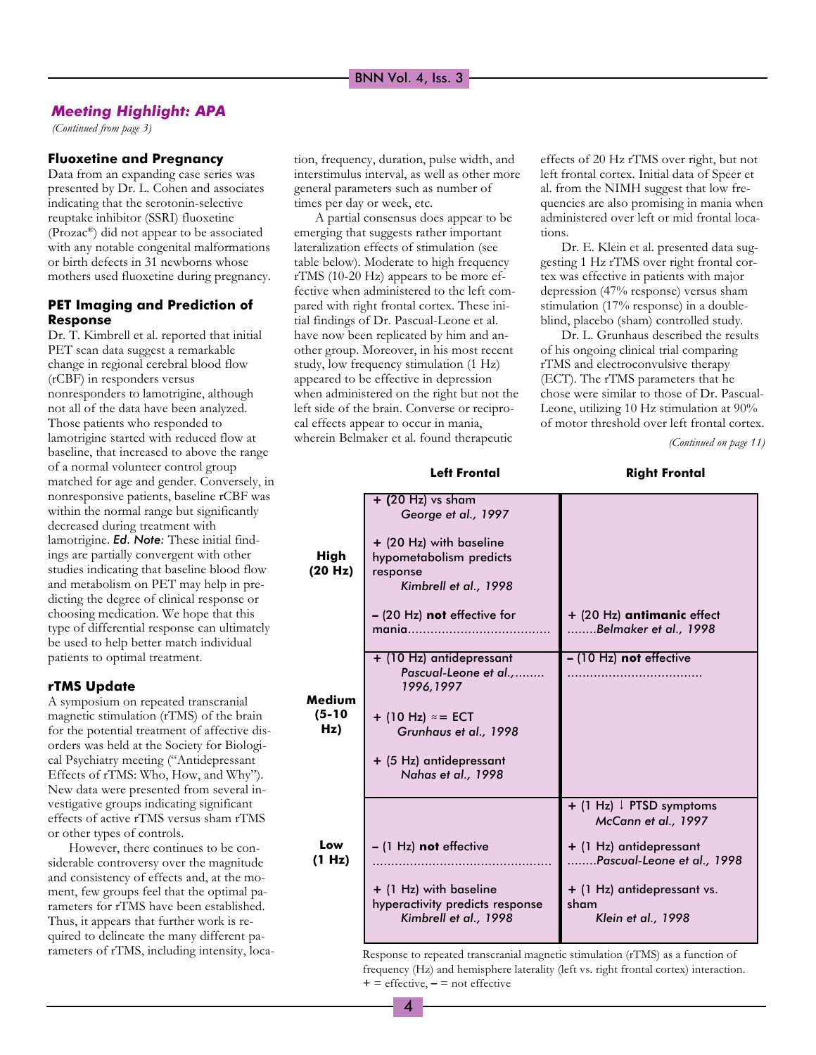## *Meeting Highlight: APA*

*(Continued from page 3)*

### Fluoxetine and Pregnancy

Data from an expanding case series was presented by Dr. L. Cohen and associates indicating that the serotonin-selective reuptake inhibitor (SSRI) fluoxetine (Prozac®) did not appear to be associated with any notable congenital malformations or birth defects in 31 newborns whose mothers used fluoxetine during pregnancy.

### PET Imaging and Prediction of Response

Dr. T. Kimbrell et al. reported that initial PET scan data suggest a remarkable change in regional cerebral blood flow (rCBF) in responders versus nonresponders to lamotrigine, although not all of the data have been analyzed. Those patients who responded to lamotrigine started with reduced flow at baseline, that increased to above the range of a normal volunteer control group matched for age and gender. Conversely, in nonresponsive patients, baseline rCBF was within the normal range but significantly decreased during treatment with lamotrigine. ***Ed. Note:*** These initial findings are partially convergent with other studies indicating that baseline blood flow and metabolism on PET may help in predicting the degree of clinical response or choosing medication. We hope that this type of differential response can ultimately be used to help better match individual patients to optimal treatment.

### rTMS Update

A symposium on repeated transcranial magnetic stimulation (rTMS) of the brain for the potential treatment of affective disorders was held at the Society for Biological Psychiatry meeting ("Antidepressant Effects of rTMS: Who, How, and Why"). New data were presented from several investigative groups indicating significant effects of active rTMS versus sham rTMS or other types of controls.

However, there continues to be considerable controversy over the magnitude and consistency of effects and, at the moment, few groups feel that the optimal parameters for rTMS have been established. Thus, it appears that further work is required to delineate the many different parameters of rTMS, including intensity, location, frequency, duration, pulse width, and interstimulus interval, as well as other more general parameters such as number of times per day or week, etc.

A partial consensus does appear to be emerging that suggests rather important lateralization effects of stimulation (see table below). Moderate to high frequency rTMS (10-20 Hz) appears to be more effective when administered to the left compared with right frontal cortex. These initial findings of Dr. Pascual-Leone et al. have now been replicated by him and another group. Moreover, in his most recent study, low frequency stimulation (1 Hz) appeared to be effective in depression when administered on the right but not the left side of the brain. Converse or reciprocal effects appear to occur in mania, wherein Belmaker et al. found therapeutic effects of 20 Hz rTMS over right, but not left frontal cortex. Initial data of Speer et al. from the NIMH suggest that low frequencies are also promising in mania when administered over left or mid frontal locations.

Dr. E. Klein et al. presented data suggesting 1 Hz rTMS over right frontal cortex was effective in patients with major depression (47% response) versus sham stimulation (17% response) in a double-blind, placebo (sham) controlled study.

Dr. L. Grunhaus described the results of his ongoing clinical trial comparing rTMS and electroconvulsive therapy (ECT). The rTMS parameters that he chose were similar to those of Dr. Pascual-Leone, utilizing 10 Hz stimulation at 90% of motor threshold over left frontal cortex.

*(Continued on page 11)*

| | Left Frontal | Right Frontal |
|---|---|---|
| **High (20 Hz)** | + (20 Hz) vs sham *George et al., 1997*<br><br>+ (20 Hz) with baseline hypometabolism predicts response *Kimbrell et al., 1998*<br><br>– (20 Hz) **not** effective for mania...................................... | <br><br><br><br>+ (20 Hz) **antimanic** effect ........*Belmaker et al., 1998* |
| **Medium (5-10 Hz)** | + (10 Hz) antidepressant *Pascual-Leone et al.,........ 1996,1997*<br><br>+ (10 Hz) ≈= ECT *Grunhaus et al., 1998*<br><br>+ (5 Hz) antidepressant *Nahas et al., 1998* | – (10 Hz) **not** effective ................................... |
| **Low (1 Hz)** | <br><br>– (1 Hz) **not** effective ...............................................<br><br>+ (1 Hz) with baseline hyperactivity predicts response *Kimbrell et al., 1998* | + (1 Hz) ↓ PTSD symptoms *McCann et al., 1997*<br><br>+ (1 Hz) antidepressant ........*Pascual-Leone et al., 1998*<br><br>+ (1 Hz) antidepressant vs. sham *Klein et al., 1998* |

Response to repeated transcranial magnetic stimulation (rTMS) as a function of frequency (Hz) and hemisphere laterality (left vs. right frontal cortex) interaction. **+** = effective, **–** = not effective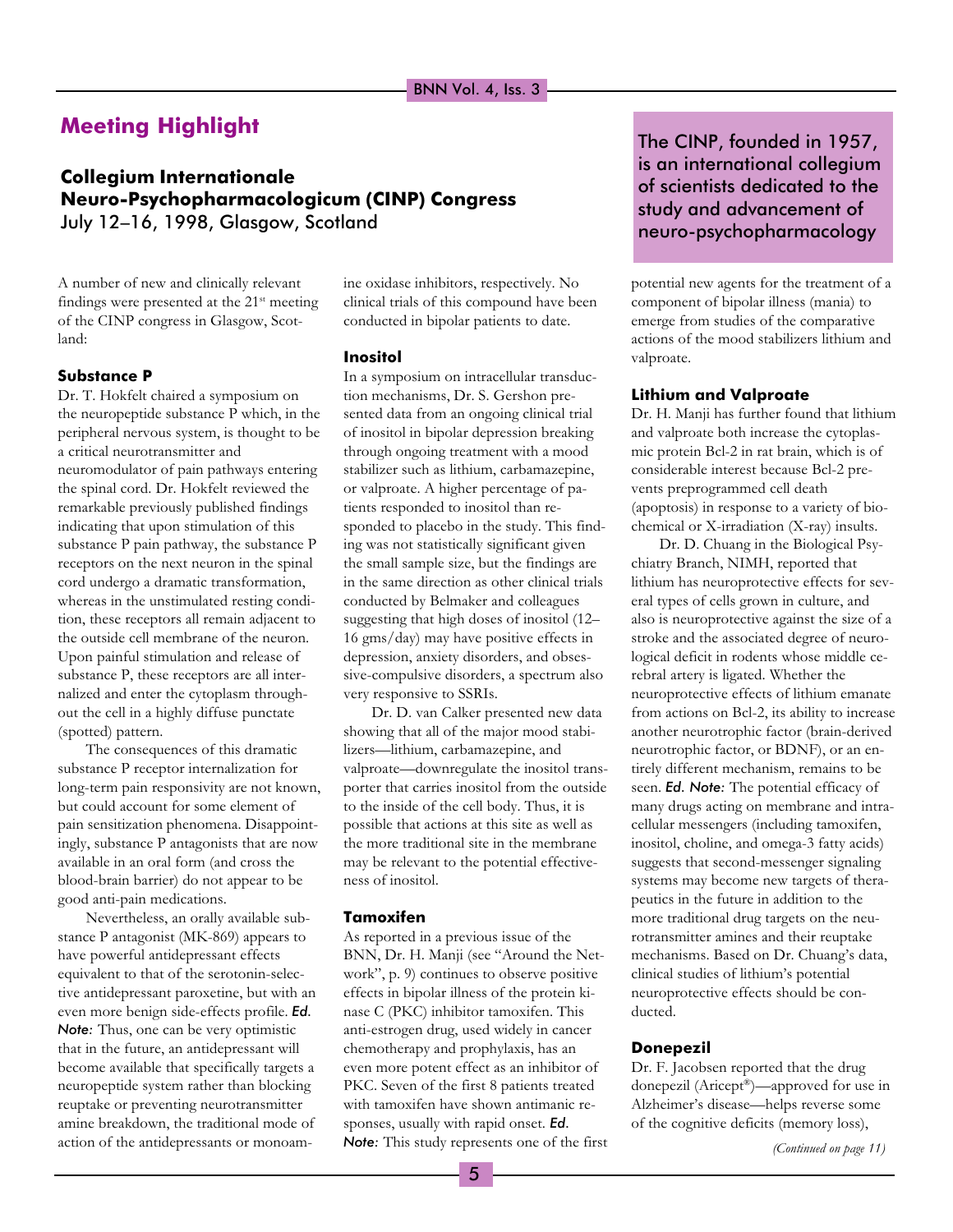# Meeting Highlight

## Collegium Internationale Neuro-Psychopharmacologicum (CINP) Congress

July 12–16, 1998, Glasgow, Scotland

> The CINP, founded in 1957, is an international collegium of scientists dedicated to the study and advancement of neuro-psychopharmacology

A number of new and clinically relevant findings were presented at the 21st meeting of the CINP congress in Glasgow, Scotland:

### Substance P

Dr. T. Hokfelt chaired a symposium on the neuropeptide substance P which, in the peripheral nervous system, is thought to be a critical neurotransmitter and neuromodulator of pain pathways entering the spinal cord. Dr. Hokfelt reviewed the remarkable previously published findings indicating that upon stimulation of this substance P pain pathway, the substance P receptors on the next neuron in the spinal cord undergo a dramatic transformation, whereas in the unstimulated resting condition, these receptors all remain adjacent to the outside cell membrane of the neuron. Upon painful stimulation and release of substance P, these receptors are all internalized and enter the cytoplasm throughout the cell in a highly diffuse punctate (spotted) pattern.

The consequences of this dramatic substance P receptor internalization for long-term pain responsivity are not known, but could account for some element of pain sensitization phenomena. Disappointingly, substance P antagonists that are now available in an oral form (and cross the blood-brain barrier) do not appear to be good anti-pain medications.

Nevertheless, an orally available substance P antagonist (MK-869) appears to have powerful antidepressant effects equivalent to that of the serotonin-selective antidepressant paroxetine, but with an even more benign side-effects profile. ***Ed. Note:*** Thus, one can be very optimistic that in the future, an antidepressant will become available that specifically targets a neuropeptide system rather than blocking reuptake or preventing neurotransmitter amine breakdown, the traditional mode of action of the antidepressants or monoamine oxidase inhibitors, respectively. No clinical trials of this compound have been conducted in bipolar patients to date.

### Inositol

In a symposium on intracellular transduction mechanisms, Dr. S. Gershon presented data from an ongoing clinical trial of inositol in bipolar depression breaking through ongoing treatment with a mood stabilizer such as lithium, carbamazepine, or valproate. A higher percentage of patients responded to inositol than responded to placebo in the study. This finding was not statistically significant given the small sample size, but the findings are in the same direction as other clinical trials conducted by Belmaker and colleagues suggesting that high doses of inositol (12–16 gms/day) may have positive effects in depression, anxiety disorders, and obsessive-compulsive disorders, a spectrum also very responsive to SSRIs.

Dr. D. van Calker presented new data showing that all of the major mood stabilizers—lithium, carbamazepine, and valproate—downregulate the inositol transporter that carries inositol from the outside to the inside of the cell body. Thus, it is possible that actions at this site as well as the more traditional site in the membrane may be relevant to the potential effectiveness of inositol.

### Tamoxifen

As reported in a previous issue of the BNN, Dr. H. Manji (see "Around the Network", p. 9) continues to observe positive effects in bipolar illness of the protein kinase C (PKC) inhibitor tamoxifen. This anti-estrogen drug, used widely in cancer chemotherapy and prophylaxis, has an even more potent effect as an inhibitor of PKC. Seven of the first 8 patients treated with tamoxifen have shown antimanic responses, usually with rapid onset. ***Ed. Note:*** This study represents one of the first potential new agents for the treatment of a component of bipolar illness (mania) to emerge from studies of the comparative actions of the mood stabilizers lithium and valproate.

### Lithium and Valproate

Dr. H. Manji has further found that lithium and valproate both increase the cytoplasmic protein Bcl-2 in rat brain, which is of considerable interest because Bcl-2 prevents preprogrammed cell death (apoptosis) in response to a variety of biochemical or X-irradiation (X-ray) insults.

Dr. D. Chuang in the Biological Psychiatry Branch, NIMH, reported that lithium has neuroprotective effects for several types of cells grown in culture, and also is neuroprotective against the size of a stroke and the associated degree of neurological deficit in rodents whose middle cerebral artery is ligated. Whether the neuroprotective effects of lithium emanate from actions on Bcl-2, its ability to increase another neurotrophic factor (brain-derived neurotrophic factor, or BDNF), or an entirely different mechanism, remains to be seen. ***Ed. Note:*** The potential efficacy of many drugs acting on membrane and intracellular messengers (including tamoxifen, inositol, choline, and omega-3 fatty acids) suggests that second-messenger signaling systems may become new targets of therapeutics in the future in addition to the more traditional drug targets on the neurotransmitter amines and their reuptake mechanisms. Based on Dr. Chuang's data, clinical studies of lithium's potential neuroprotective effects should be conducted.

### Donepezil

Dr. F. Jacobsen reported that the drug donepezil (Aricept®)—approved for use in Alzheimer's disease—helps reverse some of the cognitive deficits (memory loss),

*(Continued on page 11)*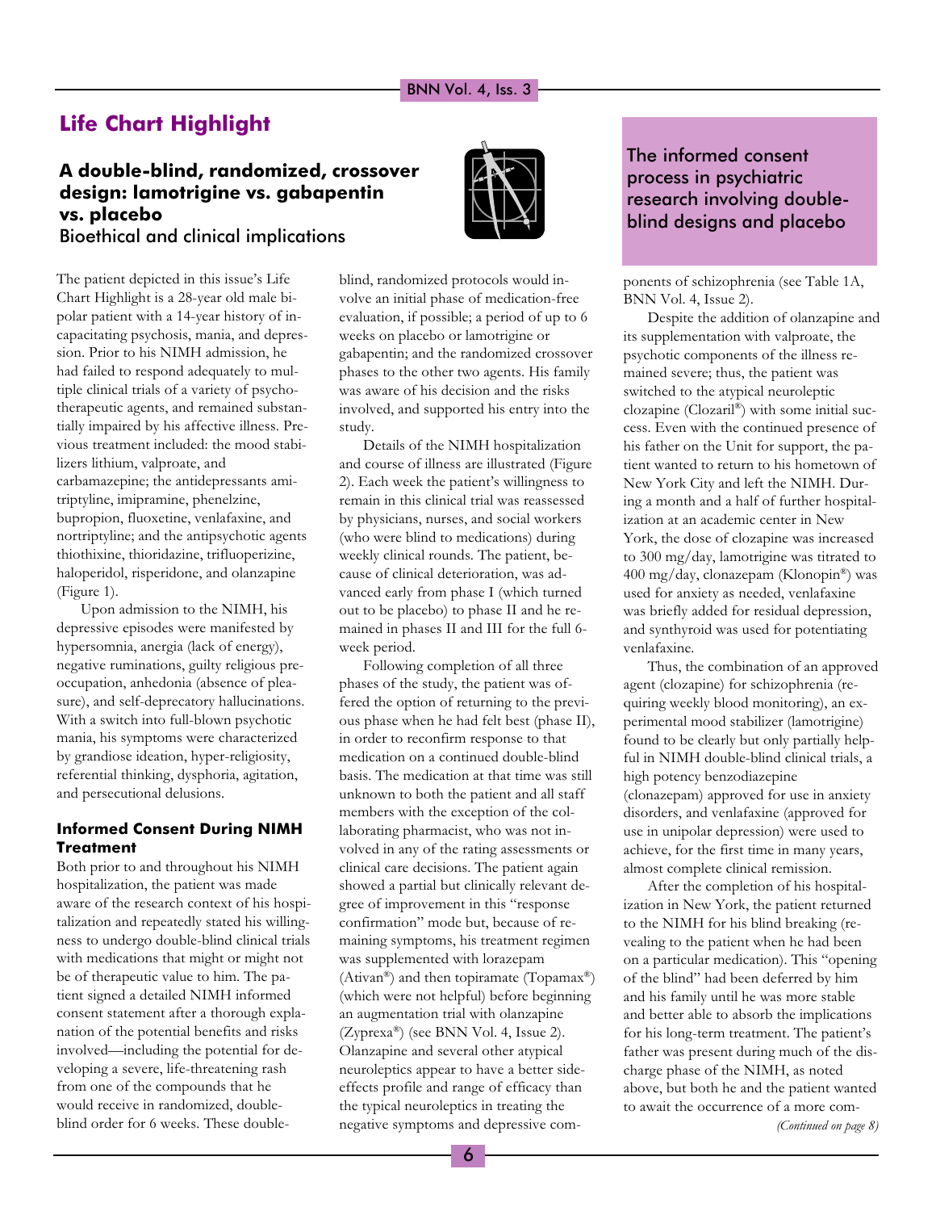## Life Chart Highlight

### A double-blind, randomized, crossover design: lamotrigine vs. gabapentin vs. placebo

Bioethical and clinical implications

The patient depicted in this issue's Life Chart Highlight is a 28-year old male bipolar patient with a 14-year history of incapacitating psychosis, mania, and depression. Prior to his NIMH admission, he had failed to respond adequately to multiple clinical trials of a variety of psychotherapeutic agents, and remained substantially impaired by his affective illness. Previous treatment included: the mood stabilizers lithium, valproate, and carbamazepine; the antidepressants amitriptyline, imipramine, phenelzine, bupropion, fluoxetine, venlafaxine, and nortriptyline; and the antipsychotic agents thiothixine, thioridazine, trifluoperizine, haloperidol, risperidone, and olanzapine (Figure 1).

Upon admission to the NIMH, his depressive episodes were manifested by hypersomnia, anergia (lack of energy), negative ruminations, guilty religious preoccupation, anhedonia (absence of pleasure), and self-deprecatory hallucinations. With a switch into full-blown psychotic mania, his symptoms were characterized by grandiose ideation, hyper-religiosity, referential thinking, dysphoria, agitation, and persecutional delusions.

#### Informed Consent During NIMH Treatment

Both prior to and throughout his NIMH hospitalization, the patient was made aware of the research context of his hospitalization and repeatedly stated his willingness to undergo double-blind clinical trials with medications that might or might not be of therapeutic value to him. The patient signed a detailed NIMH informed consent statement after a thorough explanation of the potential benefits and risks involved—including the potential for developing a severe, life-threatening rash from one of the compounds that he would receive in randomized, double-blind order for 6 weeks. These double-blind, randomized protocols would involve an initial phase of medication-free evaluation, if possible; a period of up to 6 weeks on placebo or lamotrigine or gabapentin; and the randomized crossover phases to the other two agents. His family was aware of his decision and the risks involved, and supported his entry into the study.

Details of the NIMH hospitalization and course of illness are illustrated (Figure 2). Each week the patient's willingness to remain in this clinical trial was reassessed by physicians, nurses, and social workers (who were blind to medications) during weekly clinical rounds. The patient, because of clinical deterioration, was advanced early from phase I (which turned out to be placebo) to phase II and he remained in phases II and III for the full 6-week period.

Following completion of all three phases of the study, the patient was offered the option of returning to the previous phase when he had felt best (phase II), in order to reconfirm response to that medication on a continued double-blind basis. The medication at that time was still unknown to both the patient and all staff members with the exception of the collaborating pharmacist, who was not involved in any of the rating assessments or clinical care decisions. The patient again showed a partial but clinically relevant degree of improvement in this "response confirmation" mode but, because of remaining symptoms, his treatment regimen was supplemented with lorazepam (Ativan®) and then topiramate (Topamax®) (which were not helpful) before beginning an augmentation trial with olanzapine (Zyprexa®) (see BNN Vol. 4, Issue 2). Olanzapine and several other atypical neuroleptics appear to have a better side-effects profile and range of efficacy than the typical neuroleptics in treating the negative symptoms and depressive components of schizophrenia (see Table 1A, BNN Vol. 4, Issue 2).

Despite the addition of olanzapine and its supplementation with valproate, the psychotic components of the illness remained severe; thus, the patient was switched to the atypical neuroleptic clozapine (Clozaril®) with some initial success. Even with the continued presence of his father on the Unit for support, the patient wanted to return to his hometown of New York City and left the NIMH. During a month and a half of further hospitalization at an academic center in New York, the dose of clozapine was increased to 300 mg/day, lamotrigine was titrated to 400 mg/day, clonazepam (Klonopin®) was used for anxiety as needed, venlafaxine was briefly added for residual depression, and synthyroid was used for potentiating venlafaxine.

Thus, the combination of an approved agent (clozapine) for schizophrenia (requiring weekly blood monitoring), an experimental mood stabilizer (lamotrigine) found to be clearly but only partially helpful in NIMH double-blind clinical trials, a high potency benzodiazepine (clonazepam) approved for use in anxiety disorders, and venlafaxine (approved for use in unipolar depression) were used to achieve, for the first time in many years, almost complete clinical remission.

After the completion of his hospitalization in New York, the patient returned to the NIMH for his blind breaking (revealing to the patient when he had been on a particular medication). This "opening of the blind" had been deferred by him and his family until he was more stable and better able to absorb the implications for his long-term treatment. The patient's father was present during much of the discharge phase of the NIMH, as noted above, but both he and the patient wanted to await the occurrence of a more com-

*(Continued on page 8)*

### The informed consent process in psychiatric research involving double-blind designs and placebo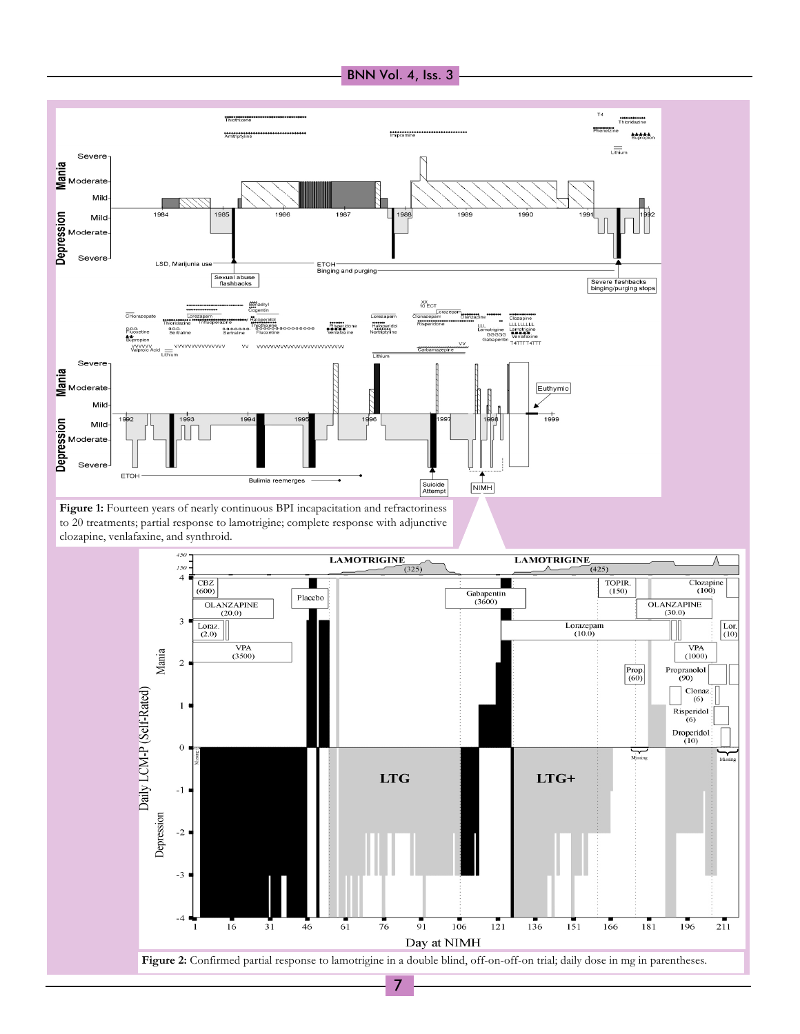**Figure 1:** Fourteen years of nearly continuous BPI incapacitation and refractoriness to 20 treatments; partial response to lamotrigine; complete response with adjunctive clozapine, venlafaxine, and synthroid.

**Figure 2:** Confirmed partial response to lamotrigine in a double blind, off-on-off-on trial; daily dose in mg in parentheses.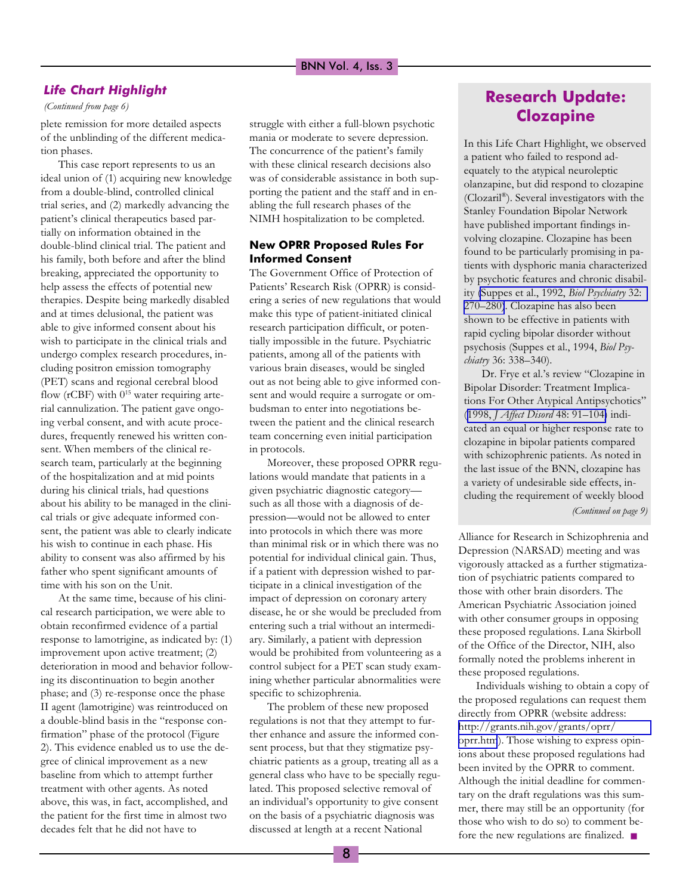## *Life Chart Highlight*

*(Continued from page 6)*

plete remission for more detailed aspects of the unblinding of the different medication phases.

This case report represents to us an ideal union of (1) acquiring new knowledge from a double-blind, controlled clinical trial series, and (2) markedly advancing the patient's clinical therapeutics based partially on information obtained in the double-blind clinical trial. The patient and his family, both before and after the blind breaking, appreciated the opportunity to help assess the effects of potential new therapies. Despite being markedly disabled and at times delusional, the patient was able to give informed consent about his wish to participate in the clinical trials and undergo complex research procedures, including positron emission tomography (PET) scans and regional cerebral blood flow (rCBF) with $0^{15}$ water requiring arterial cannulization. The patient gave ongoing verbal consent, and with acute procedures, frequently renewed his written consent. When members of the clinical research team, particularly at the beginning of the hospitalization and at mid points during his clinical trials, had questions about his ability to be managed in the clinical trials or give adequate informed consent, the patient was able to clearly indicate his wish to continue in each phase. His ability to consent was also affirmed by his father who spent significant amounts of time with his son on the Unit.

At the same time, because of his clinical research participation, we were able to obtain reconfirmed evidence of a partial response to lamotrigine, as indicated by: (1) improvement upon active treatment; (2) deterioration in mood and behavior following its discontinuation to begin another phase; and (3) re-response once the phase II agent (lamotrigine) was reintroduced on a double-blind basis in the "response confirmation" phase of the protocol (Figure 2). This evidence enabled us to use the degree of clinical improvement as a new baseline from which to attempt further treatment with other agents. As noted above, this was, in fact, accomplished, and the patient for the first time in almost two decades felt that he did not have to struggle with either a full-blown psychotic mania or moderate to severe depression. The concurrence of the patient's family with these clinical research decisions also was of considerable assistance in both supporting the patient and the staff and in enabling the full research phases of the NIMH hospitalization to be completed.

### New OPRR Proposed Rules For Informed Consent

The Government Office of Protection of Patients' Research Risk (OPRR) is considering a series of new regulations that would make this type of patient-initiated clinical research participation difficult, or potentially impossible in the future. Psychiatric patients, among all of the patients with various brain diseases, would be singled out as not being able to give informed consent and would require a surrogate or ombudsman to enter into negotiations between the patient and the clinical research team concerning even initial participation in protocols.

Moreover, these proposed OPRR regulations would mandate that patients in a given psychiatric diagnostic category—such as all those with a diagnosis of depression—would not be allowed to enter into protocols in which there was more than minimal risk or in which there was no potential for individual clinical gain. Thus, if a patient with depression wished to participate in a clinical investigation of the impact of depression on coronary artery disease, he or she would be precluded from entering such a trial without an intermediary. Similarly, a patient with depression would be prohibited from volunteering as a control subject for a PET scan study examining whether particular abnormalities were specific to schizophrenia.

The problem of these new proposed regulations is not that they attempt to further enhance and assure the informed consent process, but that they stigmatize psychiatric patients as a group, treating all as a general class who have to be specially regulated. This proposed selective removal of an individual's opportunity to give consent on the basis of a psychiatric diagnosis was discussed at length at a recent National Alliance for Research in Schizophrenia and Depression (NARSAD) meeting and was vigorously attacked as a further stigmatization of psychiatric patients compared to those with other brain disorders. The American Psychiatric Association joined with other consumer groups in opposing these proposed regulations. Lana Skirboll of the Office of the Director, NIH, also formally noted the problems inherent in these proposed regulations.

Individuals wishing to obtain a copy of the proposed regulations can request them directly from OPRR (website address: http://grants.nih.gov/grants/oprr/oprr.htm). Those wishing to express opinions about these proposed regulations had been invited by the OPRR to comment. Although the initial deadline for commentary on the draft regulations was this summer, there may still be an opportunity (for those who wish to do so) to comment before the new regulations are finalized. ■

## Research Update: Clozapine

In this Life Chart Highlight, we observed a patient who failed to respond adequately to the atypical neuroleptic olanzapine, but did respond to clozapine (Clozaril®). Several investigators with the Stanley Foundation Bipolar Network have published important findings involving clozapine. Clozapine has been found to be particularly promising in patients with dysphoric mania characterized by psychotic features and chronic disability (Suppes et al., 1992, *Biol Psychiatry* 32: 270–280). Clozapine has also been shown to be effective in patients with rapid cycling bipolar disorder without psychosis (Suppes et al., 1994, *Biol Psychiatry* 36: 338–340).

Dr. Frye et al.'s review "Clozapine in Bipolar Disorder: Treatment Implications For Other Atypical Antipsychotics" (1998, *J Affect Disord* 48: 91–104) indicated an equal or higher response rate to clozapine in bipolar patients compared with schizophrenic patients. As noted in the last issue of the BNN, clozapine has a variety of undesirable side effects, including the requirement of weekly blood

*(Continued on page 9)*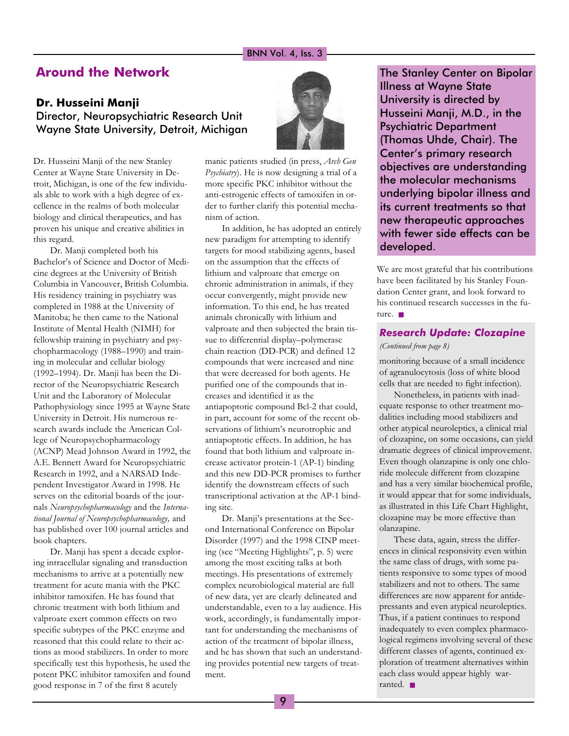## Around the Network

### Dr. Husseini Manji

Director, Neuropsychiatric Research Unit
Wayne State University, Detroit, Michigan

Dr. Husseini Manji of the new Stanley Center at Wayne State University in Detroit, Michigan, is one of the few individuals able to work with a high degree of excellence in the realms of both molecular biology and clinical therapeutics, and has proven his unique and creative abilities in this regard.

Dr. Manji completed both his Bachelor's of Science and Doctor of Medicine degrees at the University of British Columbia in Vancouver, British Columbia. His residency training in psychiatry was completed in 1988 at the University of Manitoba; he then came to the National Institute of Mental Health (NIMH) for fellowship training in psychiatry and psychopharmacology (1988–1990) and training in molecular and cellular biology (1992–1994). Dr. Manji has been the Director of the Neuropsychiatric Research Unit and the Laboratory of Molecular Pathophysiology since 1995 at Wayne State University in Detroit. His numerous research awards include the American College of Neuropsychopharmacology (ACNP) Mead Johnson Award in 1992, the A.E. Bennett Award for Neuropsychiatric Research in 1992, and a NARSAD Independent Investigator Award in 1998. He serves on the editorial boards of the journals *Neuropsychopharmacology* and the *International Journal of Neuropsychopharmacology,* and has published over 100 journal articles and book chapters.

Dr. Manji has spent a decade exploring intracellular signaling and transduction mechanisms to arrive at a potentially new treatment for acute mania with the PKC inhibitor tamoxifen. He has found that chronic treatment with both lithium and valproate exert common effects on two specific subtypes of the PKC enzyme and reasoned that this could relate to their actions as mood stabilizers. In order to more specifically test this hypothesis, he used the potent PKC inhibitor tamoxifen and found good response in 7 of the first 8 acutely manic patients studied (in press, *Arch Gen Psychiatry*). He is now designing a trial of a more specific PKC inhibitor without the anti-estrogenic effects of tamoxifen in order to further clarify this potential mechanism of action.

In addition, he has adopted an entirely new paradigm for attempting to identify targets for mood stabilizing agents, based on the assumption that the effects of lithium and valproate that emerge on chronic administration in animals, if they occur convergently, might provide new information. To this end, he has treated animals chronically with lithium and valproate and then subjected the brain tissue to differential display–polymerase chain reaction (DD-PCR) and defined 12 compounds that were increased and nine that were decreased for both agents. He purified one of the compounds that increases and identified it as the antiapoptotic compound Bcl-2 that could, in part, account for some of the recent observations of lithium's neurotrophic and antiapoptotic effects. In addition, he has found that both lithium and valproate increase activator protein-1 (AP-1) binding and this new DD-PCR promises to further identify the downstream effects of such transcriptional activation at the AP-1 binding site.

Dr. Manji's presentations at the Second International Conference on Bipolar Disorder (1997) and the 1998 CINP meeting (see "Meeting Highlights", p. 5) were among the most exciting talks at both meetings. His presentations of extremely complex neurobiological material are full of new data, yet are clearly delineated and understandable, even to a lay audience. His work, accordingly, is fundamentally important for understanding the mechanisms of action of the treatment of bipolar illness, and he has shown that such an understanding provides potential new targets of treatment.

The Stanley Center on Bipolar Illness at Wayne State University is directed by Husseini Manji, M.D., in the Psychiatric Department (Thomas Uhde, Chair). The Center's primary research objectives are understanding the molecular mechanisms underlying bipolar illness and its current treatments so that new therapeutic approaches with fewer side effects can be developed.

We are most grateful that his contributions have been facilitated by his Stanley Foundation Center grant, and look forward to his continued research successes in the future. ■

### *Research Update: Clozapine*

*(Continued from page 8)*

monitoring because of a small incidence of agranulocytosis (loss of white blood cells that are needed to fight infection).

Nonetheless, in patients with inadequate response to other treatment modalities including mood stabilizers and other atypical neuroleptics, a clinical trial of clozapine, on some occasions, can yield dramatic degrees of clinical improvement. Even though olanzapine is only one chloride molecule different from clozapine and has a very similar biochemical profile, it would appear that for some individuals, as illustrated in this Life Chart Highlight, clozapine may be more effective than olanzapine.

These data, again, stress the differences in clinical responsivity even within the same class of drugs, with some patients responsive to some types of mood stabilizers and not to others. The same differences are now apparent for antidepressants and even atypical neuroleptics. Thus, if a patient continues to respond inadequately to even complex pharmacological regimens involving several of these different classes of agents, continued exploration of treatment alternatives within each class would appear highly warranted. ■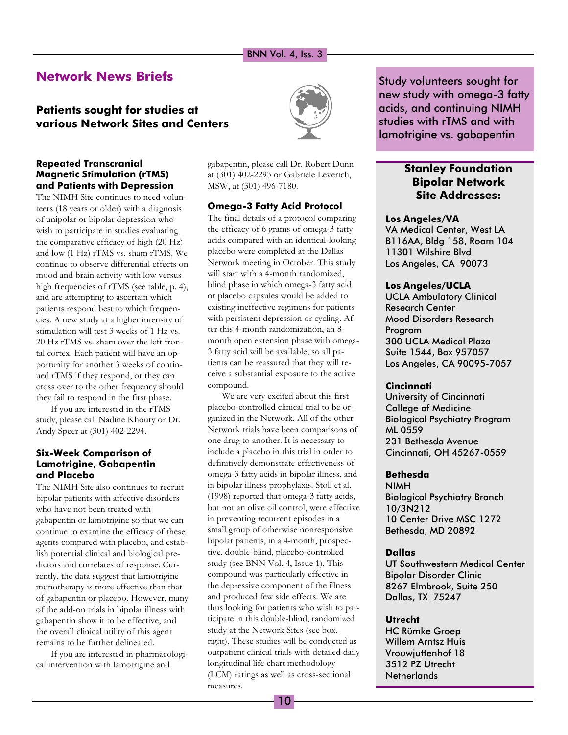## Network News Briefs

### Patients sought for studies at various Network Sites and Centers

#### Repeated Transcranial Magnetic Stimulation (rTMS) and Patients with Depression

The NIMH Site continues to need volunteers (18 years or older) with a diagnosis of unipolar or bipolar depression who wish to participate in studies evaluating the comparative efficacy of high (20 Hz) and low (1 Hz) rTMS vs. sham rTMS. We continue to observe differential effects on mood and brain activity with low versus high frequencies of rTMS (see table, p. 4), and are attempting to ascertain which patients respond best to which frequencies. A new study at a higher intensity of stimulation will test 3 weeks of 1 Hz vs. 20 Hz rTMS vs. sham over the left frontal cortex. Each patient will have an opportunity for another 3 weeks of continued rTMS if they respond, or they can cross over to the other frequency should they fail to respond in the first phase.

If you are interested in the rTMS study, please call Nadine Khoury or Dr. Andy Speer at (301) 402-2294.

#### Six-Week Comparison of Lamotrigine, Gabapentin and Placebo

The NIMH Site also continues to recruit bipolar patients with affective disorders who have not been treated with gabapentin or lamotrigine so that we can continue to examine the efficacy of these agents compared with placebo, and establish potential clinical and biological predictors and correlates of response. Currently, the data suggest that lamotrigine monotherapy is more effective than that of gabapentin or placebo. However, many of the add-on trials in bipolar illness with gabapentin show it to be effective, and the overall clinical utility of this agent remains to be further delineated.

If you are interested in pharmacological intervention with lamotrigine and gabapentin, please call Dr. Robert Dunn at (301) 402-2293 or Gabriele Leverich, MSW, at (301) 496-7180.

#### Omega-3 Fatty Acid Protocol

The final details of a protocol comparing the efficacy of 6 grams of omega-3 fatty acids compared with an identical-looking placebo were completed at the Dallas Network meeting in October. This study will start with a 4-month randomized, blind phase in which omega-3 fatty acid or placebo capsules would be added to existing ineffective regimens for patients with persistent depression or cycling. After this 4-month randomization, an 8-month open extension phase with omega-3 fatty acid will be available, so all patients can be reassured that they will receive a substantial exposure to the active compound.

We are very excited about this first placebo-controlled clinical trial to be organized in the Network. All of the other Network trials have been comparisons of one drug to another. It is necessary to include a placebo in this trial in order to definitively demonstrate effectiveness of omega-3 fatty acids in bipolar illness, and in bipolar illness prophylaxis. Stoll et al. (1998) reported that omega-3 fatty acids, but not an olive oil control, were effective in preventing recurrent episodes in a small group of otherwise nonresponsive bipolar patients, in a 4-month, prospective, double-blind, placebo-controlled study (see BNN Vol. 4, Issue 1). This compound was particularly effective in the depressive component of the illness and produced few side effects. We are thus looking for patients who wish to participate in this double-blind, randomized study at the Network Sites (see box, right). These studies will be conducted as outpatient clinical trials with detailed daily longitudinal life chart methodology (LCM) ratings as well as cross-sectional measures.

---

Study volunteers sought for new study with omega-3 fatty acids, and continuing NIMH studies with rTMS and with lamotrigine vs. gabapentin

---

### Stanley Foundation Bipolar Network Site Addresses:

**Los Angeles/VA**
VA Medical Center, West LA
B116AA, Bldg 158, Room 104
11301 Wilshire Blvd
Los Angeles, CA 90073

**Los Angeles/UCLA**
UCLA Ambulatory Clinical Research Center
Mood Disorders Research Program
300 UCLA Medical Plaza
Suite 1544, Box 957057
Los Angeles, CA 90095-7057

**Cincinnati**
University of Cincinnati College of Medicine
Biological Psychiatry Program
ML 0559
231 Bethesda Avenue
Cincinnati, OH 45267-0559

**Bethesda**
NIMH
Biological Psychiatry Branch
10/3N212
10 Center Drive MSC 1272
Bethesda, MD 20892

**Dallas**
UT Southwestern Medical Center
Bipolar Disorder Clinic
8267 Elmbrook, Suite 250
Dallas, TX 75247

**Utrecht**
HC Rümke Groep
Willem Arntsz Huis
Vrouwjuttenhof 18
3512 PZ Utrecht
Netherlands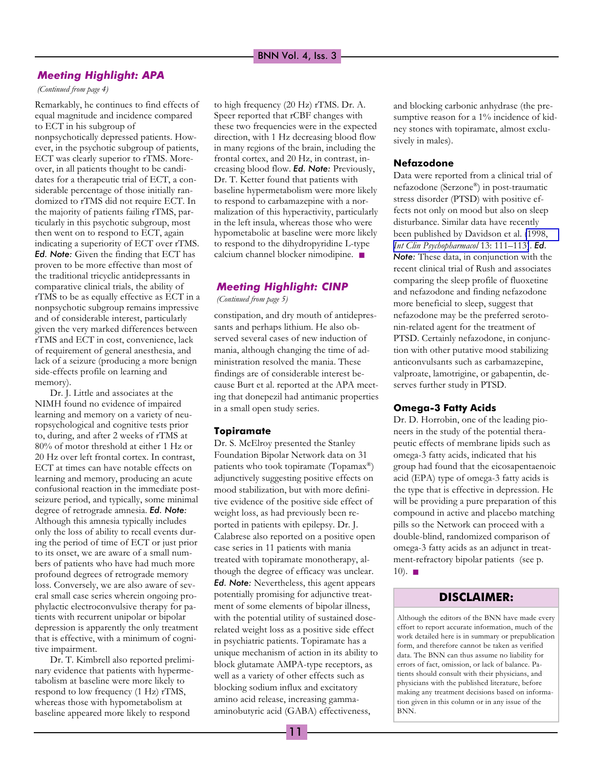## Meeting Highlight: APA

*(Continued from page 4)*

Remarkably, he continues to find effects of equal magnitude and incidence compared to ECT in his subgroup of nonpsychotically depressed patients. However, in the psychotic subgroup of patients, ECT was clearly superior to rTMS. Moreover, in all patients thought to be candidates for a therapeutic trial of ECT, a considerable percentage of those initially randomized to rTMS did not require ECT. In the majority of patients failing rTMS, particularly in this psychotic subgroup, most then went on to respond to ECT, again indicating a superiority of ECT over rTMS. ***Ed. Note:*** Given the finding that ECT has proven to be more effective than most of the traditional tricyclic antidepressants in comparative clinical trials, the ability of rTMS to be as equally effective as ECT in a nonpsychotic subgroup remains impressive and of considerable interest, particularly given the very marked differences between rTMS and ECT in cost, convenience, lack of requirement of general anesthesia, and lack of a seizure (producing a more benign side-effects profile on learning and memory).

Dr. J. Little and associates at the NIMH found no evidence of impaired learning and memory on a variety of neuropsychological and cognitive tests prior to, during, and after 2 weeks of rTMS at 80% of motor threshold at either 1 Hz or 20 Hz over left frontal cortex. In contrast, ECT at times can have notable effects on learning and memory, producing an acute confusional reaction in the immediate post-seizure period, and typically, some minimal degree of retrograde amnesia. ***Ed. Note:*** Although this amnesia typically includes only the loss of ability to recall events during the period of time of ECT or just prior to its onset, we are aware of a small numbers of patients who have had much more profound degrees of retrograde memory loss. Conversely, we are also aware of several small case series wherein ongoing prophylactic electroconvulsive therapy for patients with recurrent unipolar or bipolar depression is apparently the only treatment that is effective, with a minimum of cognitive impairment.

Dr. T. Kimbrell also reported preliminary evidence that patients with hypermetabolism at baseline were more likely to respond to low frequency (1 Hz) rTMS, whereas those with hypometabolism at baseline appeared more likely to respond to high frequency (20 Hz) rTMS. Dr. A. Speer reported that rCBF changes with these two frequencies were in the expected direction, with 1 Hz decreasing blood flow in many regions of the brain, including the frontal cortex, and 20 Hz, in contrast, increasing blood flow. ***Ed. Note:*** Previously, Dr. T. Ketter found that patients with baseline hypermetabolism were more likely to respond to carbamazepine with a normalization of this hyperactivity, particularly in the left insula, whereas those who were hypometabolic at baseline were more likely to respond to the dihydropyridine L-type calcium channel blocker nimodipine. ■

## Meeting Highlight: CINP

*(Continued from page 5)*

constipation, and dry mouth of antidepressants and perhaps lithium. He also observed several cases of new induction of mania, although changing the time of administration resolved the mania. These findings are of considerable interest because Burt et al. reported at the APA meeting that donepezil had antimanic properties in a small open study series.

### Topiramate

Dr. S. McElroy presented the Stanley Foundation Bipolar Network data on 31 patients who took topiramate (Topamax®) adjunctively suggesting positive effects on mood stabilization, but with more definitive evidence of the positive side effect of weight loss, as had previously been reported in patients with epilepsy. Dr. J. Calabrese also reported on a positive open case series in 11 patients with mania treated with topiramate monotherapy, although the degree of efficacy was unclear. ***Ed. Note:*** Nevertheless, this agent appears potentially promising for adjunctive treatment of some elements of bipolar illness, with the potential utility of sustained dose-related weight loss as a positive side effect in psychiatric patients. Topiramate has a unique mechanism of action in its ability to block glutamate AMPA-type receptors, as well as a variety of other effects such as blocking sodium influx and excitatory amino acid release, increasing gamma-aminobutyric acid (GABA) effectiveness, and blocking carbonic anhydrase (the presumptive reason for a 1% incidence of kidney stones with topiramate, almost exclusively in males).

### Nefazodone

Data were reported from a clinical trial of nefazodone (Serzone®) in post-traumatic stress disorder (PTSD) with positive effects not only on mood but also on sleep disturbance. Similar data have recently been published by Davidson et al. (1998, *Int Clin Psychopharmacol* 13: 111–113). ***Ed. Note:*** These data, in conjunction with the recent clinical trial of Rush and associates comparing the sleep profile of fluoxetine and nefazodone and finding nefazodone more beneficial to sleep, suggest that nefazodone may be the preferred serotonin-related agent for the treatment of PTSD. Certainly nefazodone, in conjunction with other putative mood stabilizing anticonvulsants such as carbamazepine, valproate, lamotrigine, or gabapentin, deserves further study in PTSD.

### Omega-3 Fatty Acids

Dr. D. Horrobin, one of the leading pioneers in the study of the potential therapeutic effects of membrane lipids such as omega-3 fatty acids, indicated that his group had found that the eicosapentaenoic acid (EPA) type of omega-3 fatty acids is the type that is effective in depression. He will be providing a pure preparation of this compound in active and placebo matching pills so the Network can proceed with a double-blind, randomized comparison of omega-3 fatty acids as an adjunct in treatment-refractory bipolar patients (see p. 10). ■

### DISCLAIMER:

Although the editors of the BNN have made every effort to report accurate information, much of the work detailed here is in summary or prepublication form, and therefore cannot be taken as verified data. The BNN can thus assume no liability for errors of fact, omission, or lack of balance. Patients should consult with their physicians, and physicians with the published literature, before making any treatment decisions based on information given in this column or in any issue of the BNN.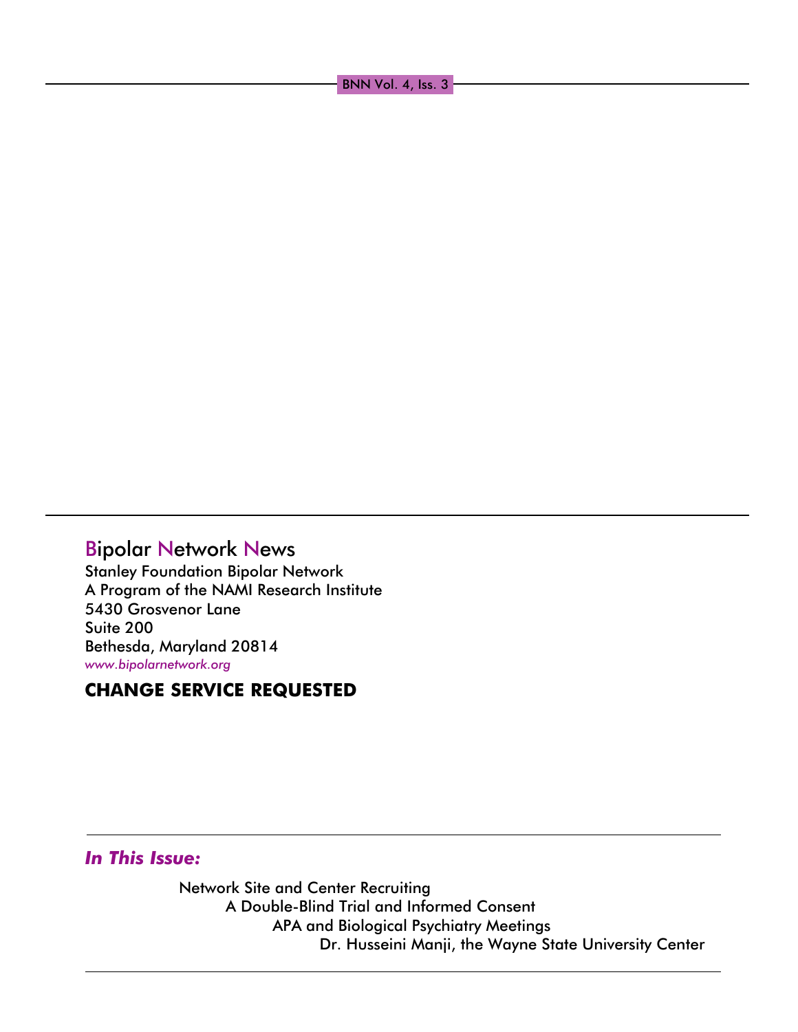Bipolar Network News
Stanley Foundation Bipolar Network
A Program of the NAMI Research Institute
5430 Grosvenor Lane
Suite 200
Bethesda, Maryland 20814
*www.bipolarnetwork.org*

**CHANGE SERVICE REQUESTED**

***In This Issue:***

Network Site and Center Recruiting
A Double-Blind Trial and Informed Consent
APA and Biological Psychiatry Meetings
Dr. Husseini Manji, the Wayne State University Center